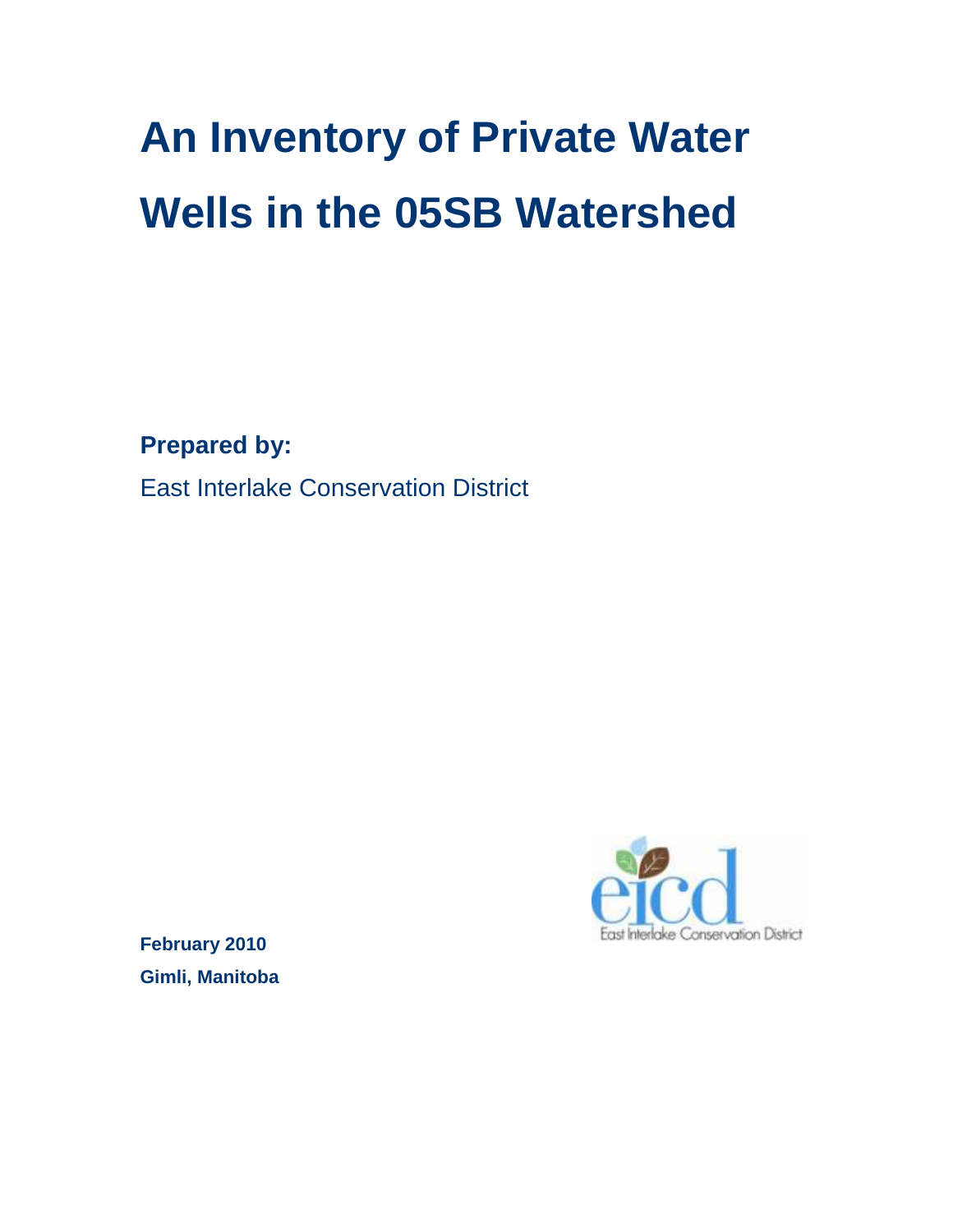# An Inventory of Private Water Wells in the 05SB Watershed

**Prepared by:**

East Interlake Conservation District

**February 2010**

**Gimli, Manitoba**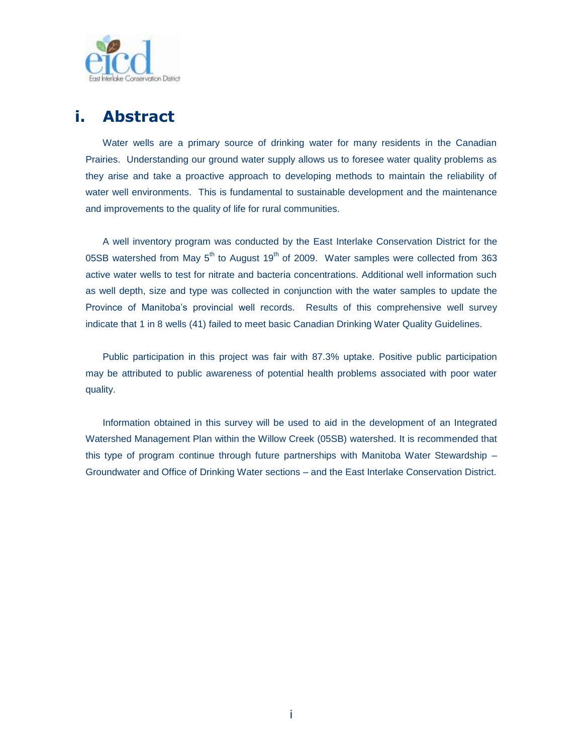# i. Abstract

Water wells are a primary source of drinking water for many residents in the Canadian Prairies. Understanding our ground water supply allows us to foresee water quality problems as they arise and take a proactive approach to developing methods to maintain the reliability of water well environments. This is fundamental to sustainable development and the maintenance and improvements to the quality of life for rural communities.

A well inventory program was conducted by the East Interlake Conservation District for the 05SB watershed from May 5th to August 19th of 2009. Water samples were collected from 363 active water wells to test for nitrate and bacteria concentrations. Additional well information such as well depth, size and type was collected in conjunction with the water samples to update the Province of Manitoba's provincial well records. Results of this comprehensive well survey indicate that 1 in 8 wells (41) failed to meet basic Canadian Drinking Water Quality Guidelines.

Public participation in this project was fair with 87.3% uptake. Positive public participation may be attributed to public awareness of potential health problems associated with poor water quality.

Information obtained in this survey will be used to aid in the development of an Integrated Watershed Management Plan within the Willow Creek (05SB) watershed. It is recommended that this type of program continue through future partnerships with Manitoba Water Stewardship – Groundwater and Office of Drinking Water sections – and the East Interlake Conservation District.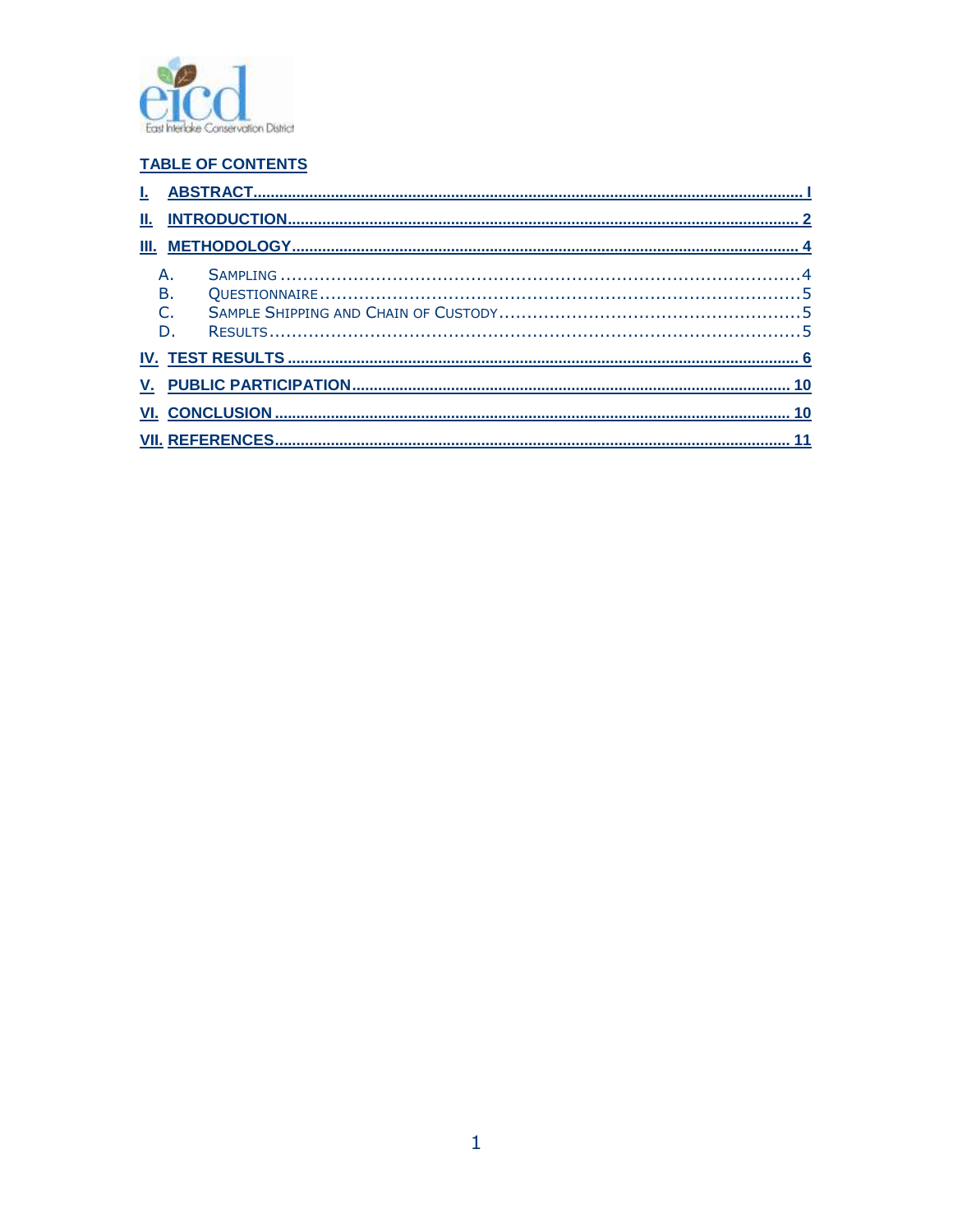East Interlake Conservation District

## TABLE OF CONTENTS

- I. ABSTRACT ........ I
- II. INTRODUCTION ........ 2
- III. METHODOLOGY ........ 4
  - A. SAMPLING ........ 4
  - B. QUESTIONNAIRE ........ 5
  - C. SAMPLE SHIPPING AND CHAIN OF CUSTODY ........ 5
  - D. RESULTS ........ 5
- IV. TEST RESULTS ........ 6
- V. PUBLIC PARTICIPATION ........ 10
- VI. CONCLUSION ........ 10
- VII. REFERENCES ........ 11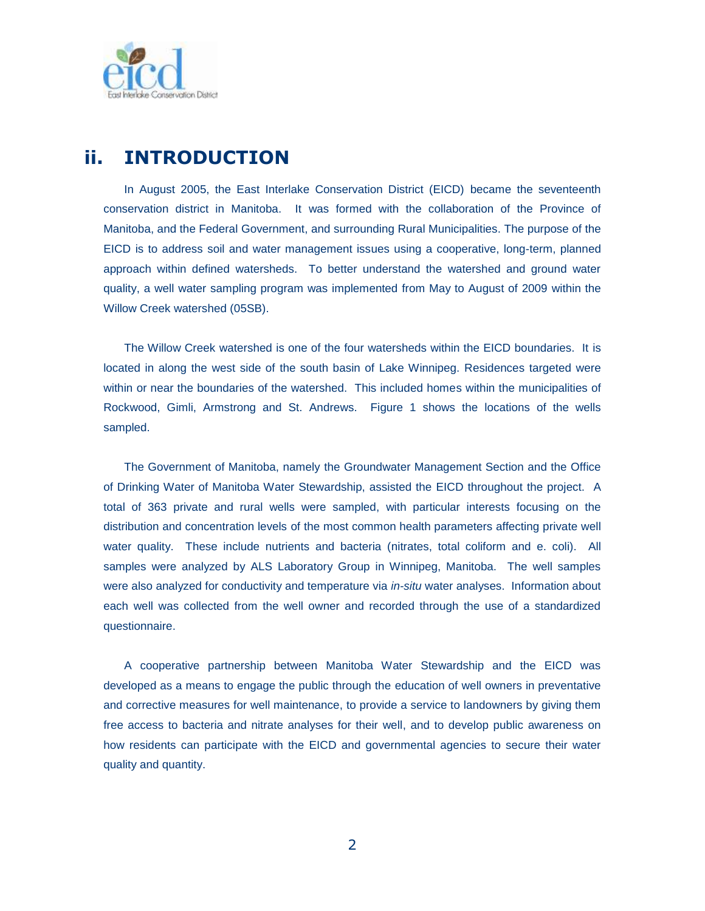## ii. INTRODUCTION

In August 2005, the East Interlake Conservation District (EICD) became the seventeenth conservation district in Manitoba. It was formed with the collaboration of the Province of Manitoba, and the Federal Government, and surrounding Rural Municipalities. The purpose of the EICD is to address soil and water management issues using a cooperative, long-term, planned approach within defined watersheds. To better understand the watershed and ground water quality, a well water sampling program was implemented from May to August of 2009 within the Willow Creek watershed (05SB).

The Willow Creek watershed is one of the four watersheds within the EICD boundaries. It is located in along the west side of the south basin of Lake Winnipeg. Residences targeted were within or near the boundaries of the watershed. This included homes within the municipalities of Rockwood, Gimli, Armstrong and St. Andrews. Figure 1 shows the locations of the wells sampled.

The Government of Manitoba, namely the Groundwater Management Section and the Office of Drinking Water of Manitoba Water Stewardship, assisted the EICD throughout the project. A total of 363 private and rural wells were sampled, with particular interests focusing on the distribution and concentration levels of the most common health parameters affecting private well water quality. These include nutrients and bacteria (nitrates, total coliform and e. coli). All samples were analyzed by ALS Laboratory Group in Winnipeg, Manitoba. The well samples were also analyzed for conductivity and temperature via *in-situ* water analyses. Information about each well was collected from the well owner and recorded through the use of a standardized questionnaire.

A cooperative partnership between Manitoba Water Stewardship and the EICD was developed as a means to engage the public through the education of well owners in preventative and corrective measures for well maintenance, to provide a service to landowners by giving them free access to bacteria and nitrate analyses for their well, and to develop public awareness on how residents can participate with the EICD and governmental agencies to secure their water quality and quantity.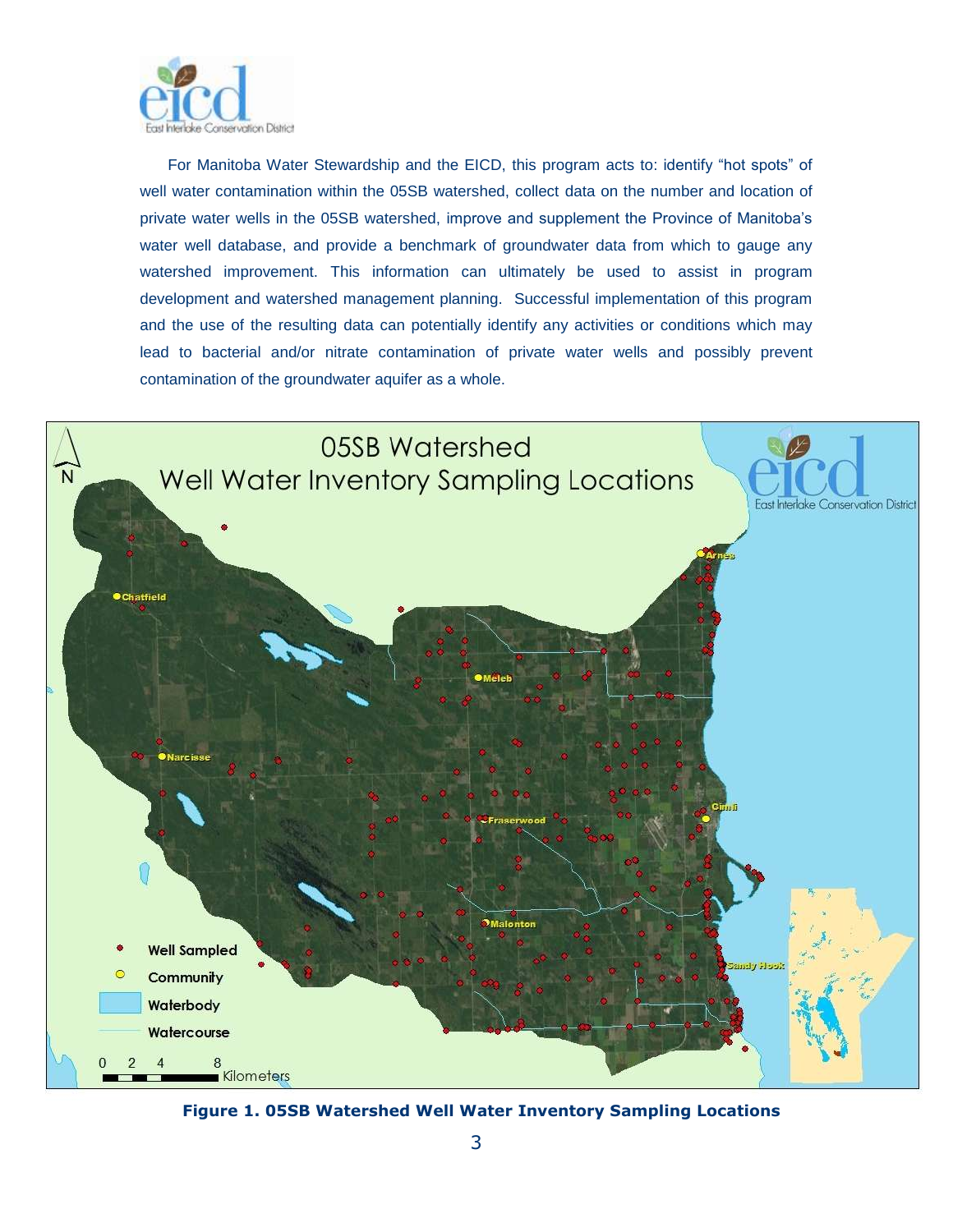For Manitoba Water Stewardship and the EICD, this program acts to: identify "hot spots" of well water contamination within the 05SB watershed, collect data on the number and location of private water wells in the 05SB watershed, improve and supplement the Province of Manitoba's water well database, and provide a benchmark of groundwater data from which to gauge any watershed improvement. This information can ultimately be used to assist in program development and watershed management planning. Successful implementation of this program and the use of the resulting data can potentially identify any activities or conditions which may lead to bacterial and/or nitrate contamination of private water wells and possibly prevent contamination of the groundwater aquifer as a whole.

**Figure 1. 05SB Watershed Well Water Inventory Sampling Locations**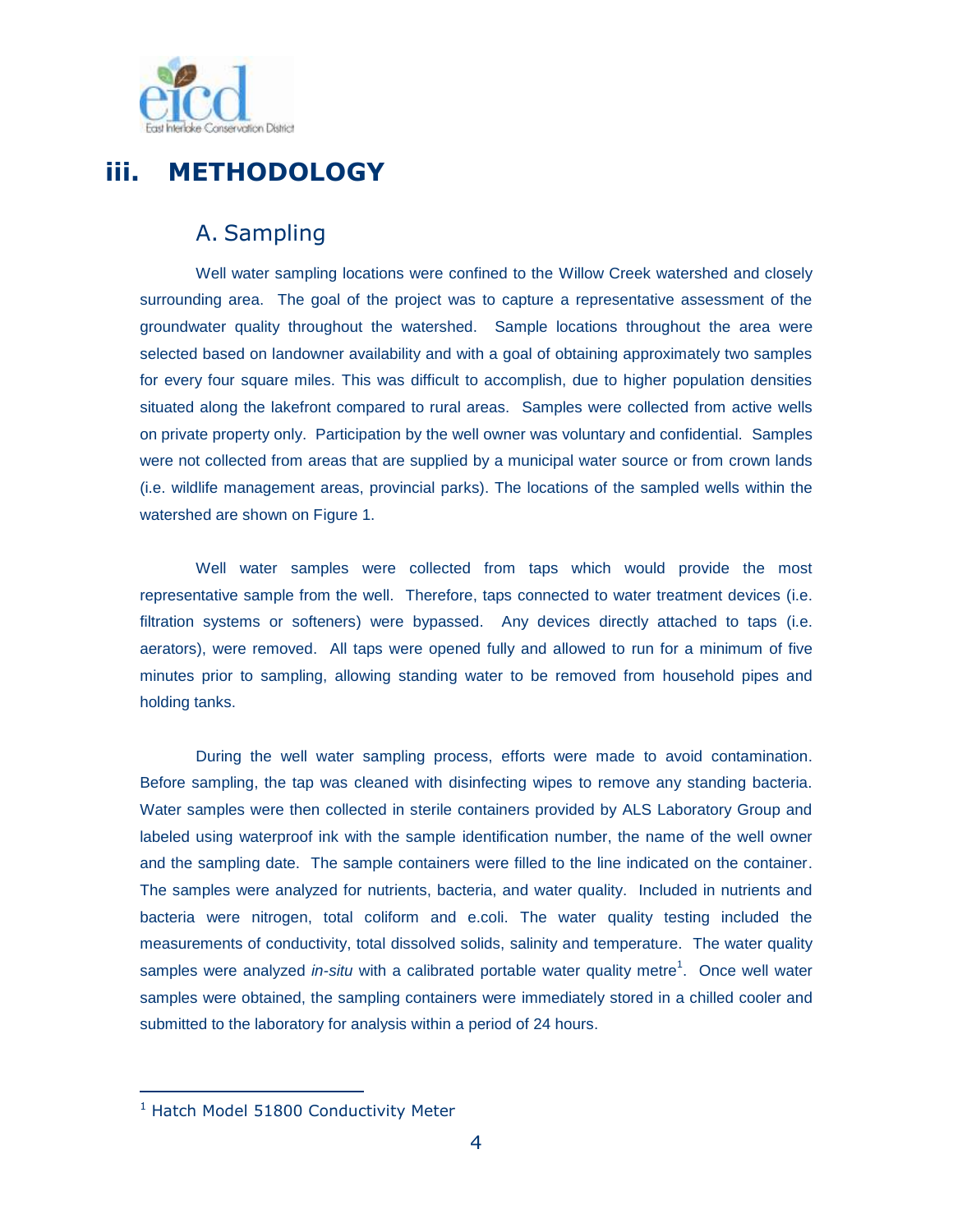# iii. METHODOLOGY

## A. Sampling

Well water sampling locations were confined to the Willow Creek watershed and closely surrounding area. The goal of the project was to capture a representative assessment of the groundwater quality throughout the watershed. Sample locations throughout the area were selected based on landowner availability and with a goal of obtaining approximately two samples for every four square miles. This was difficult to accomplish, due to higher population densities situated along the lakefront compared to rural areas. Samples were collected from active wells on private property only. Participation by the well owner was voluntary and confidential. Samples were not collected from areas that are supplied by a municipal water source or from crown lands (i.e. wildlife management areas, provincial parks). The locations of the sampled wells within the watershed are shown on Figure 1.

Well water samples were collected from taps which would provide the most representative sample from the well. Therefore, taps connected to water treatment devices (i.e. filtration systems or softeners) were bypassed. Any devices directly attached to taps (i.e. aerators), were removed. All taps were opened fully and allowed to run for a minimum of five minutes prior to sampling, allowing standing water to be removed from household pipes and holding tanks.

During the well water sampling process, efforts were made to avoid contamination. Before sampling, the tap was cleaned with disinfecting wipes to remove any standing bacteria. Water samples were then collected in sterile containers provided by ALS Laboratory Group and labeled using waterproof ink with the sample identification number, the name of the well owner and the sampling date. The sample containers were filled to the line indicated on the container. The samples were analyzed for nutrients, bacteria, and water quality. Included in nutrients and bacteria were nitrogen, total coliform and e.coli. The water quality testing included the measurements of conductivity, total dissolved solids, salinity and temperature. The water quality samples were analyzed *in-situ* with a calibrated portable water quality metre[1]. Once well water samples were obtained, the sampling containers were immediately stored in a chilled cooler and submitted to the laboratory for analysis within a period of 24 hours.

---

[1] Hatch Model 51800 Conductivity Meter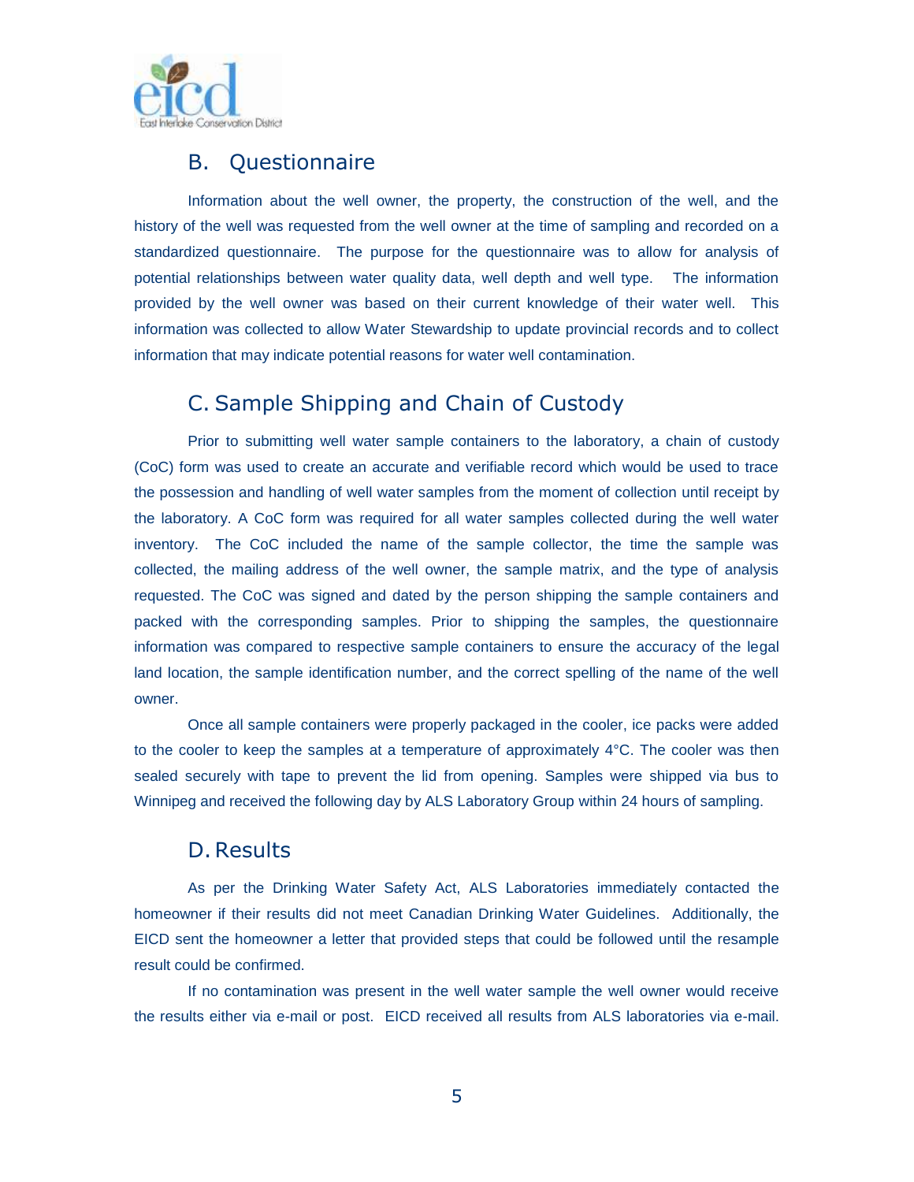## B. Questionnaire

Information about the well owner, the property, the construction of the well, and the history of the well was requested from the well owner at the time of sampling and recorded on a standardized questionnaire. The purpose for the questionnaire was to allow for analysis of potential relationships between water quality data, well depth and well type. The information provided by the well owner was based on their current knowledge of their water well. This information was collected to allow Water Stewardship to update provincial records and to collect information that may indicate potential reasons for water well contamination.

## C. Sample Shipping and Chain of Custody

Prior to submitting well water sample containers to the laboratory, a chain of custody (CoC) form was used to create an accurate and verifiable record which would be used to trace the possession and handling of well water samples from the moment of collection until receipt by the laboratory. A CoC form was required for all water samples collected during the well water inventory. The CoC included the name of the sample collector, the time the sample was collected, the mailing address of the well owner, the sample matrix, and the type of analysis requested. The CoC was signed and dated by the person shipping the sample containers and packed with the corresponding samples. Prior to shipping the samples, the questionnaire information was compared to respective sample containers to ensure the accuracy of the legal land location, the sample identification number, and the correct spelling of the name of the well owner.

Once all sample containers were properly packaged in the cooler, ice packs were added to the cooler to keep the samples at a temperature of approximately 4°C. The cooler was then sealed securely with tape to prevent the lid from opening. Samples were shipped via bus to Winnipeg and received the following day by ALS Laboratory Group within 24 hours of sampling.

## D. Results

As per the Drinking Water Safety Act, ALS Laboratories immediately contacted the homeowner if their results did not meet Canadian Drinking Water Guidelines. Additionally, the EICD sent the homeowner a letter that provided steps that could be followed until the resample result could be confirmed.

If no contamination was present in the well water sample the well owner would receive the results either via e-mail or post. EICD received all results from ALS laboratories via e-mail.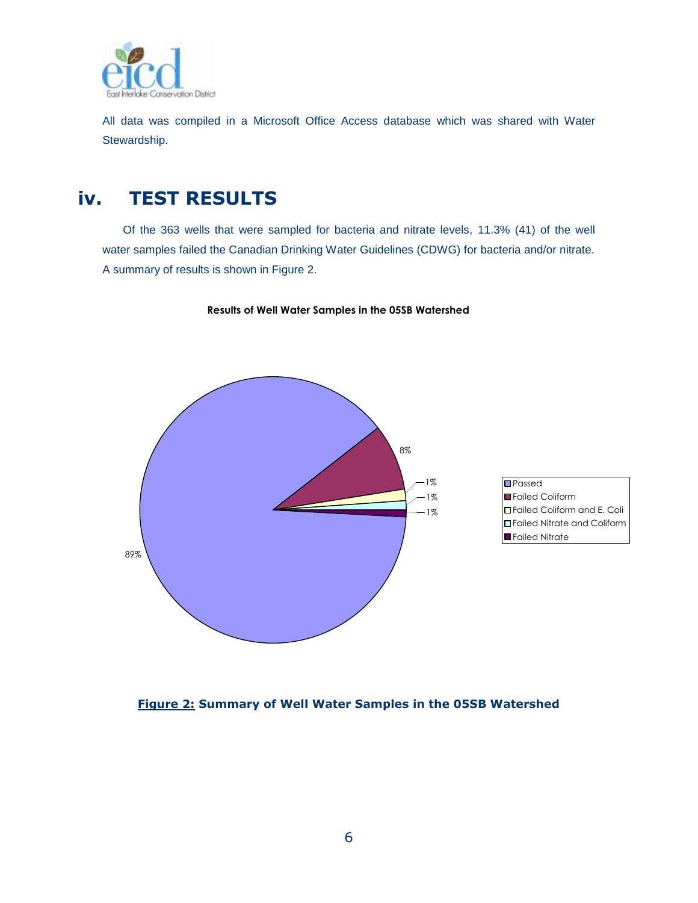All data was compiled in a Microsoft Office Access database which was shared with Water Stewardship.

## iv. TEST RESULTS

Of the 363 wells that were sampled for bacteria and nitrate levels, 11.3% (41) of the well water samples failed the Canadian Drinking Water Guidelines (CDWG) for bacteria and/or nitrate. A summary of results is shown in Figure 2.

**Results of Well Water Samples in the 05SB Watershed**

| Category | Percentage |
|---|---|
| Passed | 89% |
| Failed Coliform | 8% |
| Failed Coliform and E. Coli | 1% |
| Failed Nitrate and Coliform | 1% |
| Failed Nitrate | 1% |

**Figure 2: Summary of Well Water Samples in the 05SB Watershed**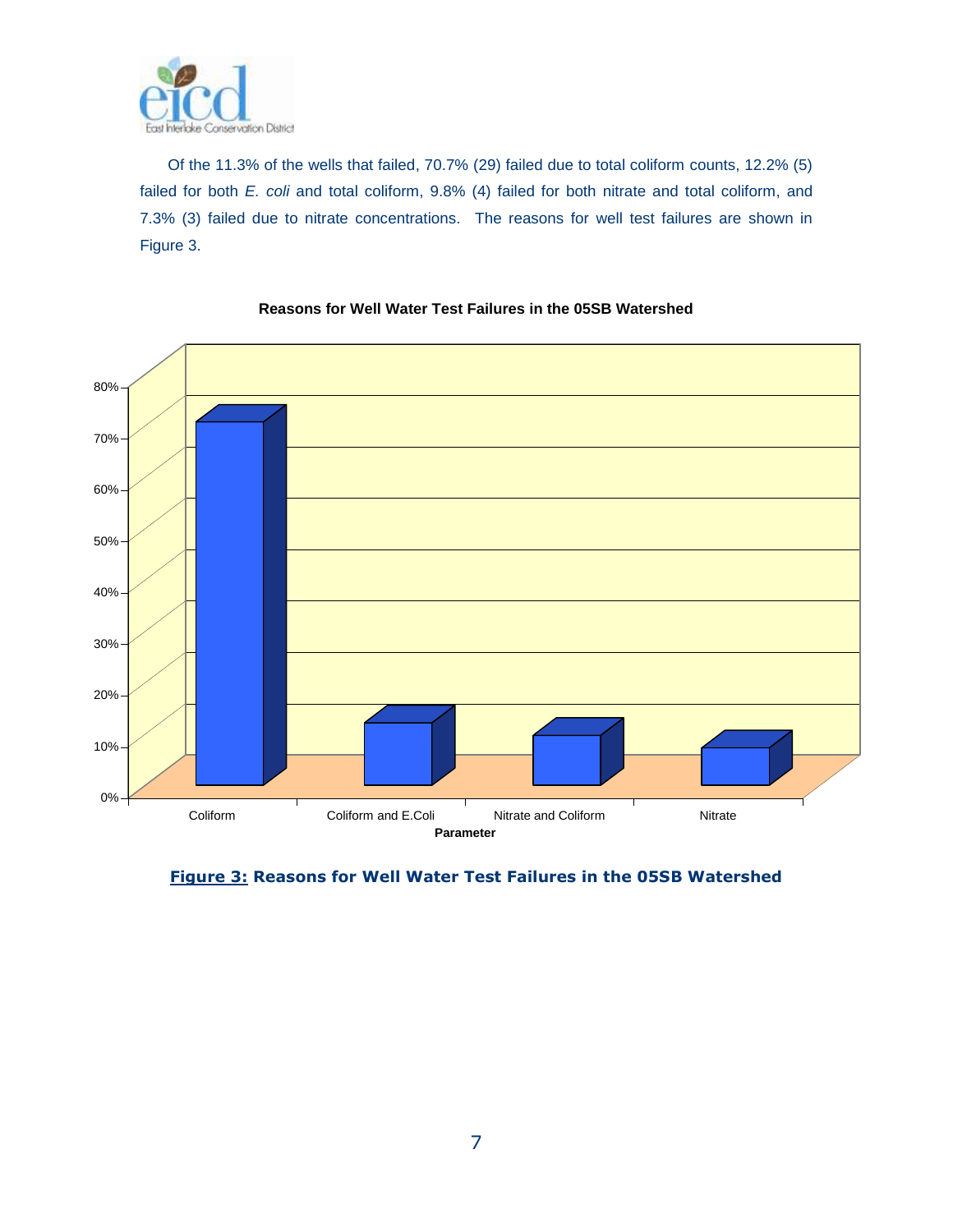Of the 11.3% of the wells that failed, 70.7% (29) failed due to total coliform counts, 12.2% (5) failed for both *E. coli* and total coliform, 9.8% (4) failed for both nitrate and total coliform, and 7.3% (3) failed due to nitrate concentrations. The reasons for well test failures are shown in Figure 3.

**Reasons for Well Water Test Failures in the 05SB Watershed**

| Parameter | Percentage |
| --- | --- |
| Coliform | 70.7% |
| Coliform and E.Coli | 12.2% |
| Nitrate and Coliform | 9.8% |
| Nitrate | 7.3% |

**Figure 3: Reasons for Well Water Test Failures in the 05SB Watershed**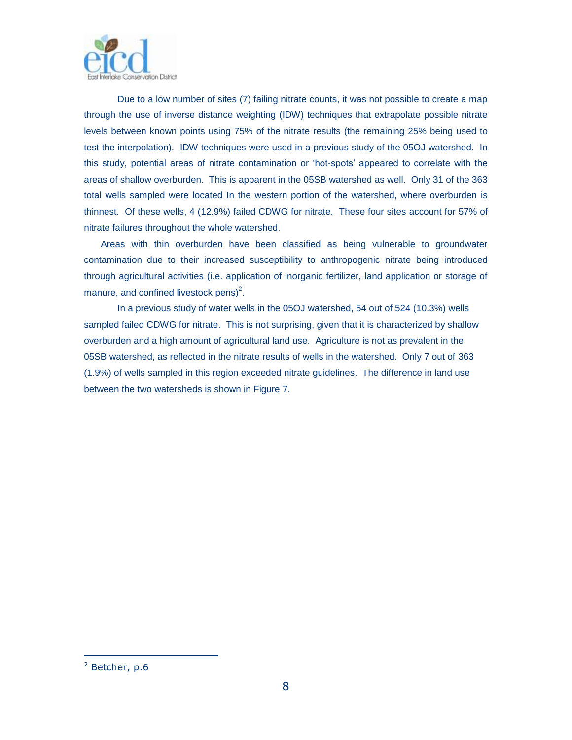Due to a low number of sites (7) failing nitrate counts, it was not possible to create a map through the use of inverse distance weighting (IDW) techniques that extrapolate possible nitrate levels between known points using 75% of the nitrate results (the remaining 25% being used to test the interpolation). IDW techniques were used in a previous study of the 05OJ watershed. In this study, potential areas of nitrate contamination or 'hot-spots' appeared to correlate with the areas of shallow overburden. This is apparent in the 05SB watershed as well. Only 31 of the 363 total wells sampled were located In the western portion of the watershed, where overburden is thinnest. Of these wells, 4 (12.9%) failed CDWG for nitrate. These four sites account for 57% of nitrate failures throughout the whole watershed.

Areas with thin overburden have been classified as being vulnerable to groundwater contamination due to their increased susceptibility to anthropogenic nitrate being introduced through agricultural activities (i.e. application of inorganic fertilizer, land application or storage of manure, and confined livestock pens)[2].

In a previous study of water wells in the 05OJ watershed, 54 out of 524 (10.3%) wells sampled failed CDWG for nitrate. This is not surprising, given that it is characterized by shallow overburden and a high amount of agricultural land use. Agriculture is not as prevalent in the 05SB watershed, as reflected in the nitrate results of wells in the watershed. Only 7 out of 363 (1.9%) of wells sampled in this region exceeded nitrate guidelines. The difference in land use between the two watersheds is shown in Figure 7.

---

[2] Betcher, p.6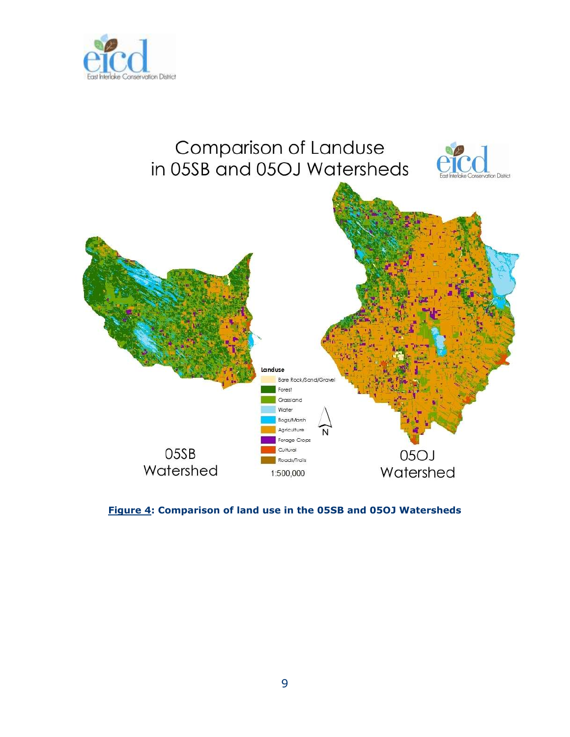**Figure 4: Comparison of land use in the 05SB and 05OJ Watersheds**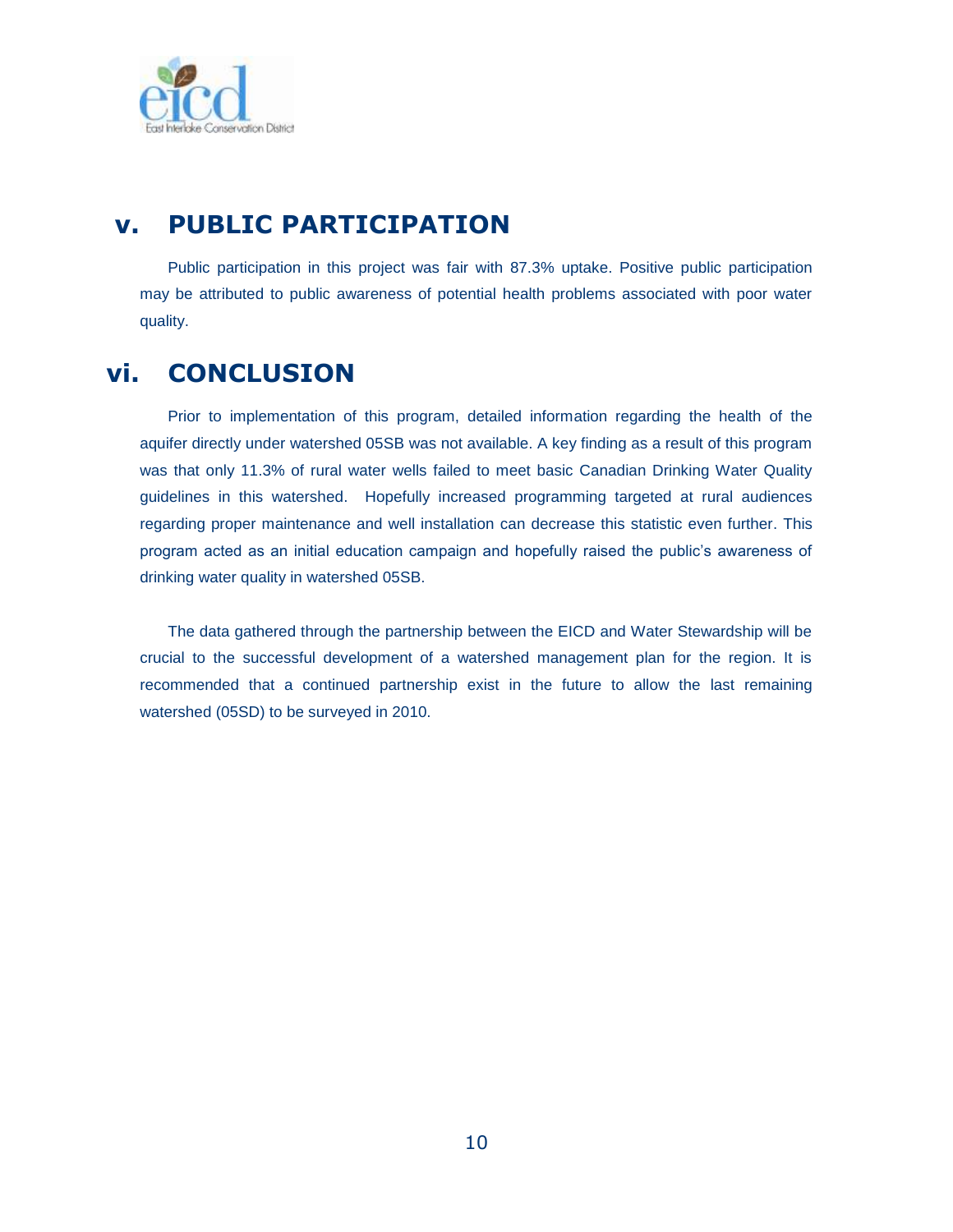## v. PUBLIC PARTICIPATION

Public participation in this project was fair with 87.3% uptake. Positive public participation may be attributed to public awareness of potential health problems associated with poor water quality.

## vi. CONCLUSION

Prior to implementation of this program, detailed information regarding the health of the aquifer directly under watershed 05SB was not available. A key finding as a result of this program was that only 11.3% of rural water wells failed to meet basic Canadian Drinking Water Quality guidelines in this watershed. Hopefully increased programming targeted at rural audiences regarding proper maintenance and well installation can decrease this statistic even further. This program acted as an initial education campaign and hopefully raised the public's awareness of drinking water quality in watershed 05SB.

The data gathered through the partnership between the EICD and Water Stewardship will be crucial to the successful development of a watershed management plan for the region. It is recommended that a continued partnership exist in the future to allow the last remaining watershed (05SD) to be surveyed in 2010.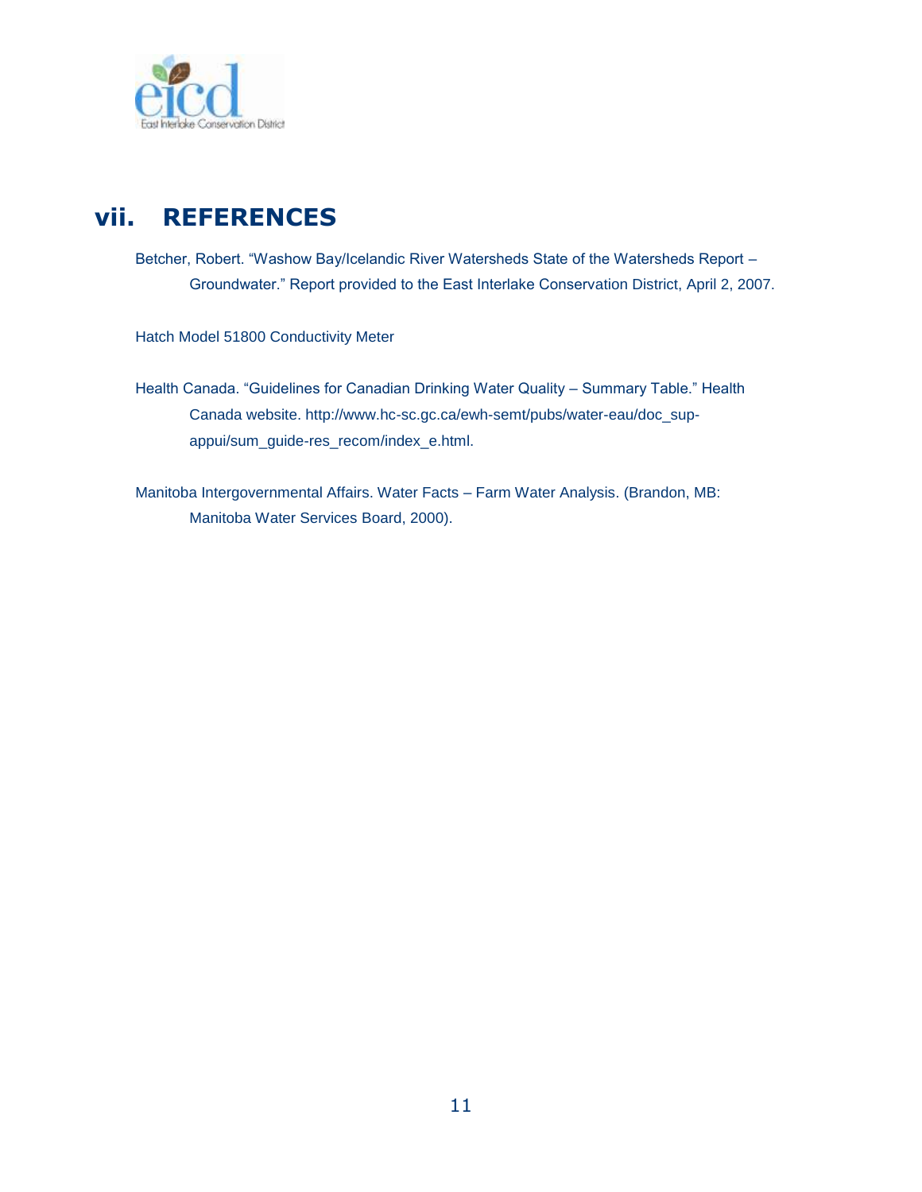## vii. REFERENCES

Betcher, Robert. "Washow Bay/Icelandic River Watersheds State of the Watersheds Report – Groundwater." Report provided to the East Interlake Conservation District, April 2, 2007.

Hatch Model 51800 Conductivity Meter

Health Canada. "Guidelines for Canadian Drinking Water Quality – Summary Table." Health Canada website. http://www.hc-sc.gc.ca/ewh-semt/pubs/water-eau/doc_sup-appui/sum_guide-res_recom/index_e.html.

Manitoba Intergovernmental Affairs. Water Facts – Farm Water Analysis. (Brandon, MB: Manitoba Water Services Board, 2000).